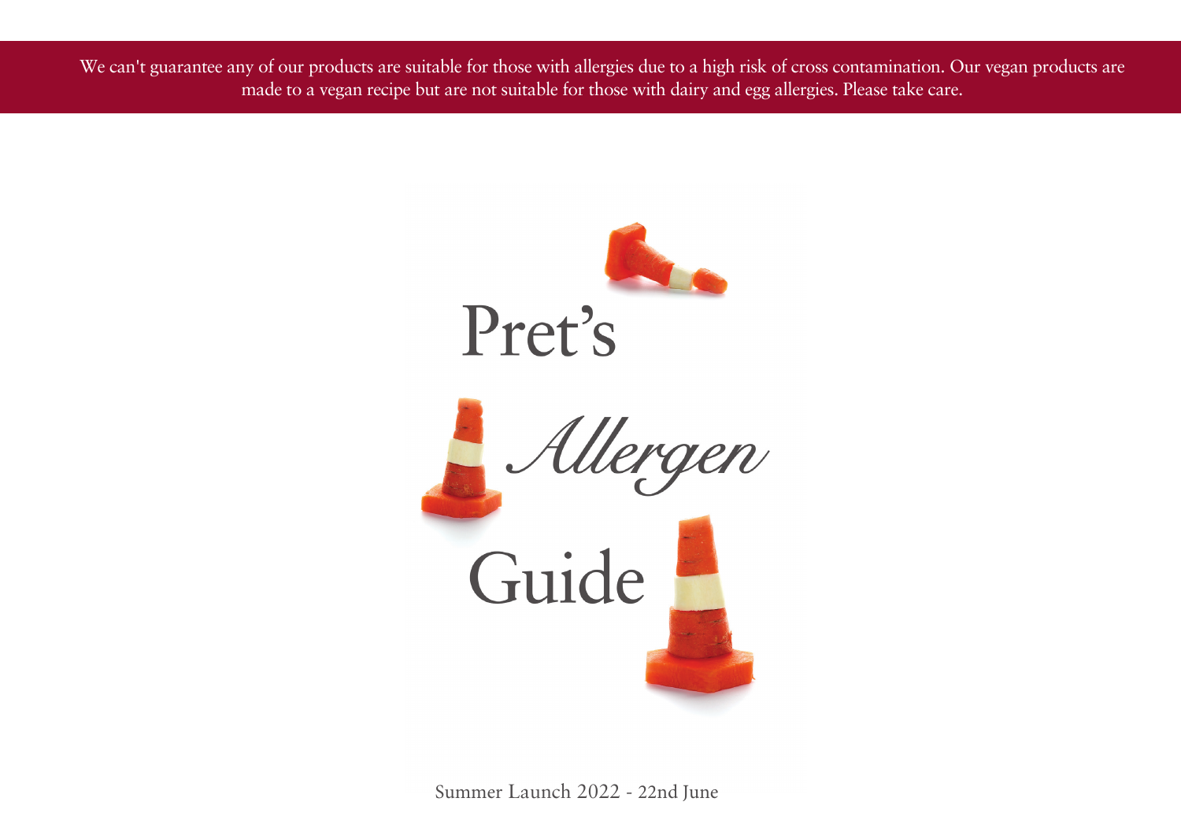We can't guarantee any of our products are suitable for those with allergies due to a high risk of cross contamination. Our vegan products are made to a vegan recipe but are not suitable for those with dairy and egg allergies. Please take care.

# Pret's *Allergen* Guide

Summer Launch 2022 - 22nd June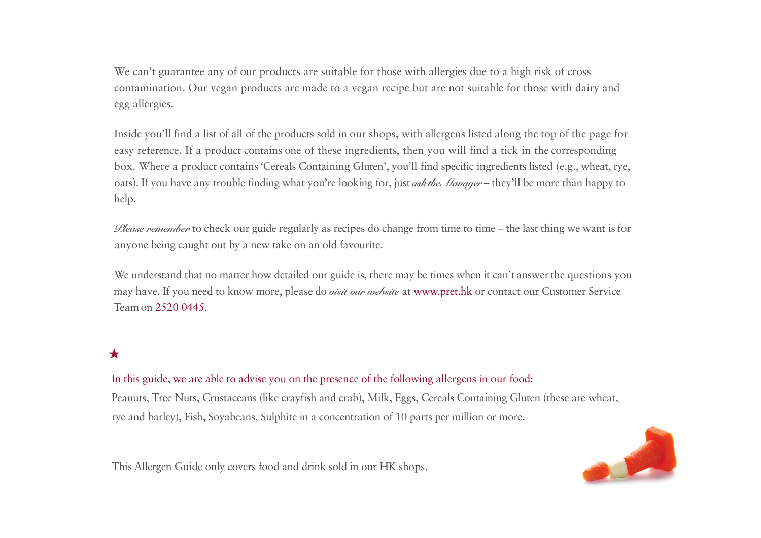We can't guarantee any of our products are suitable for those with allergies due to a high risk of cross contamination. Our vegan products are made to a vegan recipe but are not suitable for those with dairy and egg allergies.

Inside you'll find a list of all of the products sold in our shops, with allergens listed along the top of the page for easy reference. If a product contains one of these ingredients, then you will find a tick in the corresponding box. Where a product contains 'Cereals Containing Gluten', you'll find specific ingredients listed (e.g., wheat, rye, oats). If you have any trouble finding what you're looking for, just *ask the Manager* – they'll be more than happy to help.

*Please remember* to check our guide regularly as recipes do change from time to time – the last thing we want is for anyone being caught out by a new take on an old favourite.

We understand that no matter how detailed our guide is, there may be times when it can't answer the questions you may have. If you need to know more, please do *visit our website* at www.pret.hk or contact our Customer Service Team on 2520 0445.

★

In this guide, we are able to advise you on the presence of the following allergens in our food:
Peanuts, Tree Nuts, Crustaceans (like crayfish and crab), Milk, Eggs, Cereals Containing Gluten (these are wheat, rye and barley), Fish, Soyabeans, Sulphite in a concentration of 10 parts per million or more.

This Allergen Guide only covers food and drink sold in our HK shops.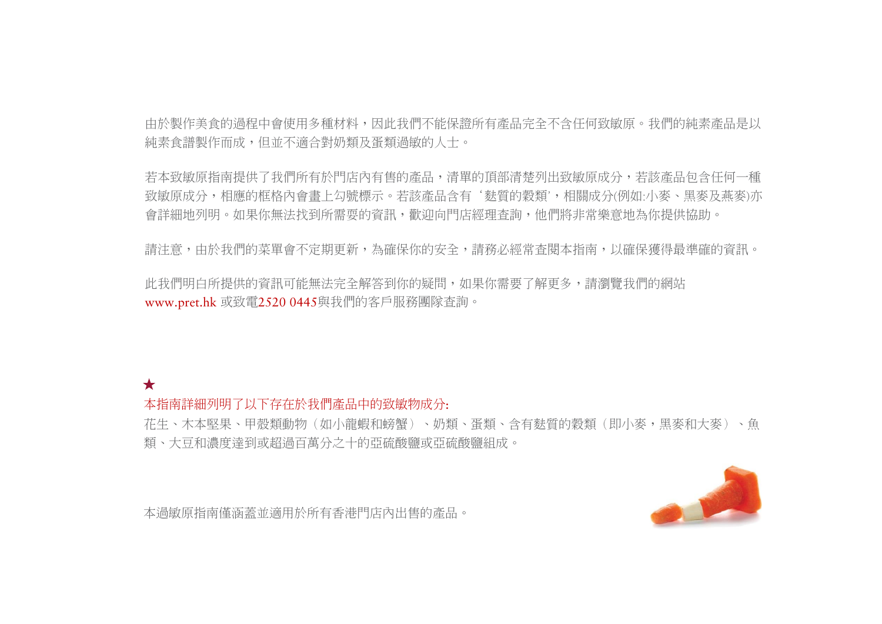由於製作美食的過程中會使用多種材料，因此我們不能保證所有產品完全不含任何致敏原。我們的純素產品是以純素食譜製作而成，但並不適合對奶類及蛋類過敏的人士。

若本致敏原指南提供了我們所有於門店內有售的產品，清單的頂部清楚列出致敏原成分，若該產品包含任何一種致敏原成分，相應的框格內會畫上勾號標示。若該產品含有‘麩質的穀類’，相關成分(例如:小麥、黑麥及燕麥)亦會詳細地列明。如果你無法找到所需要的資訊，歡迎向門店經理查詢，他們將非常樂意地為你提供協助。

請注意，由於我們的菜單會不定期更新，為確保你的安全，請務必經常查閱本指南，以確保獲得最準確的資訊。

此我們明白所提供的資訊可能無法完全解答到你的疑問，如果你需要了解更多，請瀏覽我們的網站 www.pret.hk 或致電2520 0445與我們的客戶服務團隊查詢。

★

本指南詳細列明了以下存在於我們產品中的致敏物成分:

花生、木本堅果、甲殼類動物（如小龍蝦和螃蟹）、奶類、蛋類、含有麩質的穀類（即小麥，黑麥和大麥）、魚類、大豆和濃度達到或超過百萬分之十的亞硫酸鹽或亞硫酸鹽組成。

本過敏原指南僅涵蓋並適用於所有香港門店內出售的產品。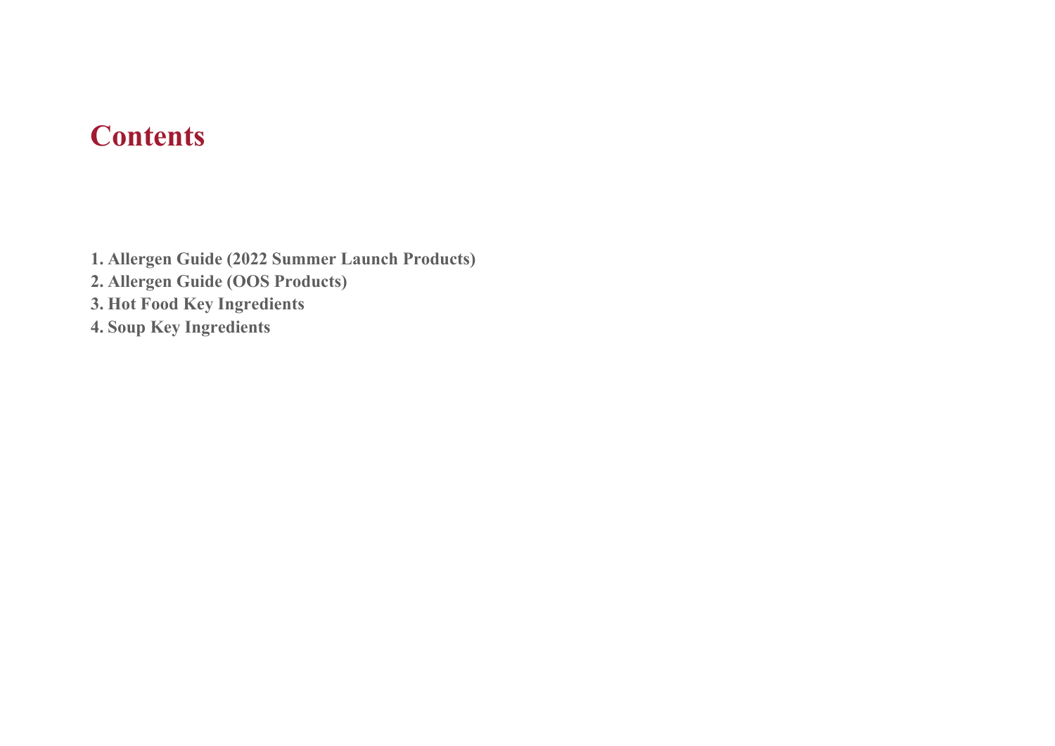# Contents

1. **Allergen Guide (2022 Summer Launch Products)**
2. **Allergen Guide (OOS Products)**
3. **Hot Food Key Ingredients**
4. **Soup Key Ingredients**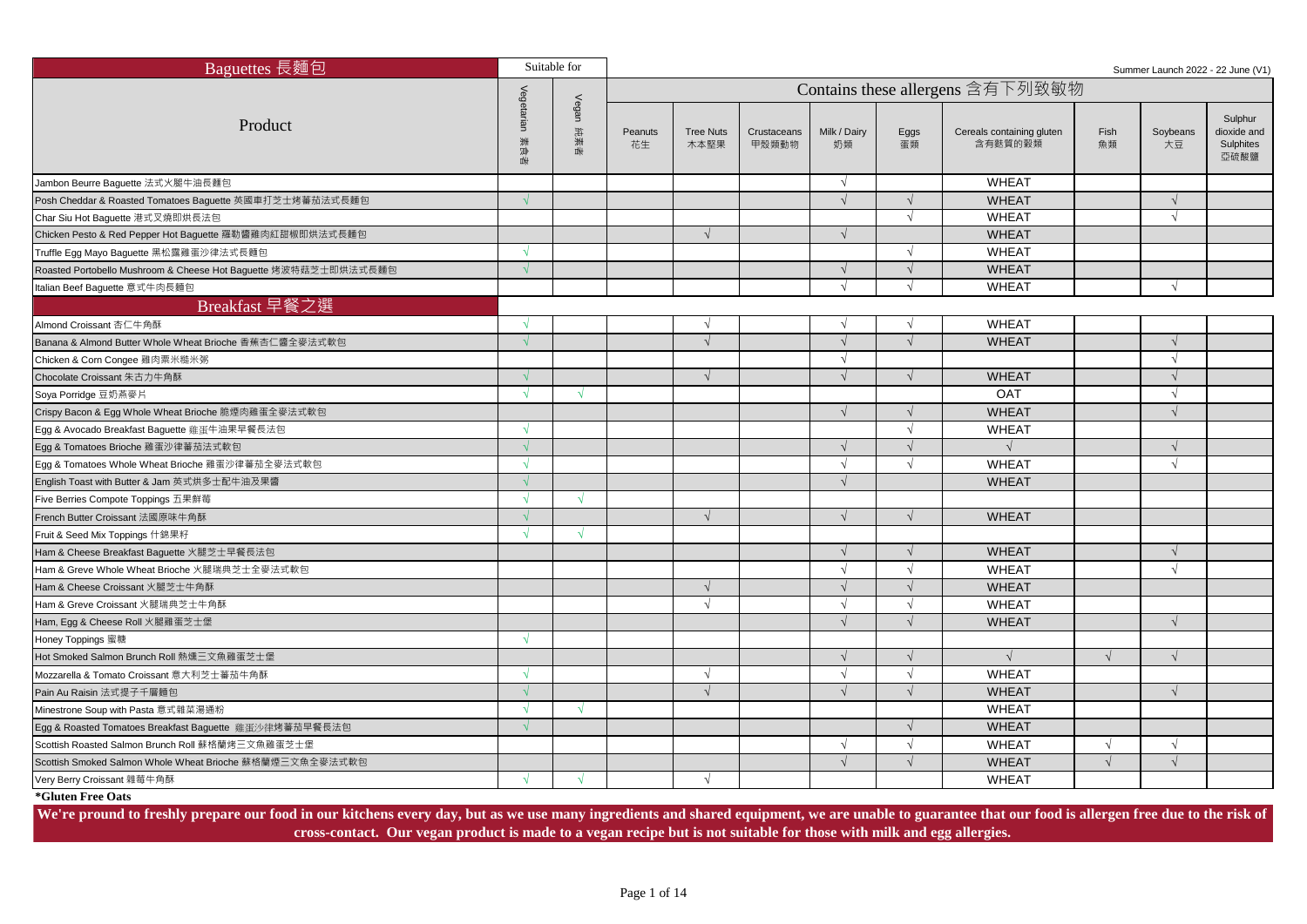| Baguettes 長麵包 | Suitable for | | Contains these allergens 含有下列致敏物 | | | | | | | | |
|---|---|---|---|---|---|---|---|---|---|---|---|
| Product | Vegetarian 素食者 | Vegan 純素者 | Peanuts 花生 | Tree Nuts 木本堅果 | Crustaceans 甲殼類動物 | Milk / Dairy 奶類 | Eggs 蛋類 | Cereals containing gluten 含有麩質的穀類 | Fish 魚類 | Soybeans 大豆 | Sulphur dioxide and Sulphites 亞硫酸鹽 |
| Jambon Beurre Baguette 法式火腿牛油長麵包 | | | | | | √ | | WHEAT | | | |
| Posh Cheddar & Roasted Tomatoes Baguette 英國車打芝士烤蕃茄法式長麵包 | √ | | | | | √ | √ | WHEAT | | √ | |
| Char Siu Hot Baguette 港式叉燒即烘長法包 | | | | | | | √ | WHEAT | | √ | |
| Chicken Pesto & Red Pepper Hot Baguette 羅勒醬雞肉紅甜椒即烘法式長麵包 | | | | √ | | √ | | WHEAT | | | |
| Truffle Egg Mayo Baguette 黑松露雞蛋沙律法式長麵包 | √ | | | | | | √ | WHEAT | | | |
| Roasted Portobello Mushroom & Cheese Hot Baguette 烤波特菇芝士即烘法式長麵包 | √ | | | | | √ | √ | WHEAT | | | |
| Italian Beef Baguette 意式牛肉長麵包 | | | | | | √ | √ | WHEAT | | √ | |
| **Breakfast 早餐之選** | | | | | | | | | | | |
| Almond Croissant 杏仁牛角酥 | √ | | | √ | | √ | √ | WHEAT | | | |
| Banana & Almond Butter Whole Wheat Brioche 香蕉杏仁醬全麥法式軟包 | √ | | | √ | | √ | √ | WHEAT | | √ | |
| Chicken & Corn Congee 雞肉粟米糙米粥 | | | | | | √ | | | | √ | |
| Chocolate Croissant 朱古力牛角酥 | √ | | | √ | | √ | √ | WHEAT | | √ | |
| Soya Porridge 豆奶燕麥片 | √ | √ | | | | | | OAT | | √ | |
| Crispy Bacon & Egg Whole Wheat Brioche 脆煙肉雞蛋全麥法式軟包 | | | | | | √ | √ | WHEAT | | √ | |
| Egg & Avocado Breakfast Baguette 雞蛋牛油果早餐長法包 | √ | | | | | | √ | WHEAT | | | |
| Egg & Tomatoes Brioche 雞蛋沙律蕃茄法式軟包 | √ | | | | | √ | √ | √ | | √ | |
| Egg & Tomatoes Whole Wheat Brioche 雞蛋沙律蕃茄全麥法式軟包 | √ | | | | | √ | √ | WHEAT | | √ | |
| English Toast with Butter & Jam 英式烘多士配牛油及果醬 | √ | | | | | √ | | WHEAT | | | |
| Five Berries Compote Toppings 五果鮮莓 | √ | √ | | | | | | | | | |
| French Butter Croissant 法國原味牛角酥 | √ | | | √ | | √ | √ | WHEAT | | | |
| Fruit & Seed Mix Toppings 什錦果籽 | √ | √ | | | | | | | | | |
| Ham & Cheese Breakfast Baguette 火腿芝士早餐長法包 | | | | | | √ | √ | WHEAT | | √ | |
| Ham & Greve Whole Wheat Brioche 火腿瑞典芝士全麥法式軟包 | | | | | | √ | √ | WHEAT | | √ | |
| Ham & Cheese Croissant 火腿芝士牛角酥 | | | | √ | | √ | √ | WHEAT | | | |
| Ham & Greve Croissant 火腿瑞典芝士牛角酥 | | | | √ | | √ | √ | WHEAT | | | |
| Ham, Egg & Cheese Roll 火腿雞蛋芝士堡 | | | | | | √ | √ | WHEAT | | √ | |
| Honey Toppings 蜜糖 | √ | | | | | | | | | | |
| Hot Smoked Salmon Brunch Roll 熱燻三文魚雞蛋芝士堡 | | | | | | √ | √ | √ | √ | √ | |
| Mozzarella & Tomato Croissant 意大利芝士蕃茄牛角酥 | √ | | | √ | | √ | √ | WHEAT | | | |
| Pain Au Raisin 法式提子千層麵包 | √ | | | √ | | √ | √ | WHEAT | | √ | |
| Minestrone Soup with Pasta 意式雜菜湯通粉 | √ | √ | | | | | | WHEAT | | | |
| Egg & Roasted Tomatoes Breakfast Baguette 雞蛋沙律烤蕃茄早餐長法包 | √ | | | | | | √ | WHEAT | | | |
| Scottish Roasted Salmon Brunch Roll 蘇格蘭烤三文魚雞蛋芝士堡 | | | | | | √ | √ | WHEAT | √ | √ | |
| Scottish Smoked Salmon Whole Wheat Brioche 蘇格蘭煙三文魚全麥法式軟包 | | | | | | √ | √ | WHEAT | √ | √ | |
| Very Berry Croissant 雜莓牛角酥 | √ | √ | | √ | | | | WHEAT | | | |

Summer Launch 2022 - 22 June (V1)

**\*Gluten Free Oats**

**We're pround to freshly prepare our food in our kitchens every day, but as we use many ingredients and shared equipment, we are unable to guarantee that our food is allergen free due to the risk of cross-contact. Our vegan product is made to a vegan recipe but is not suitable for those with milk and egg allergies.**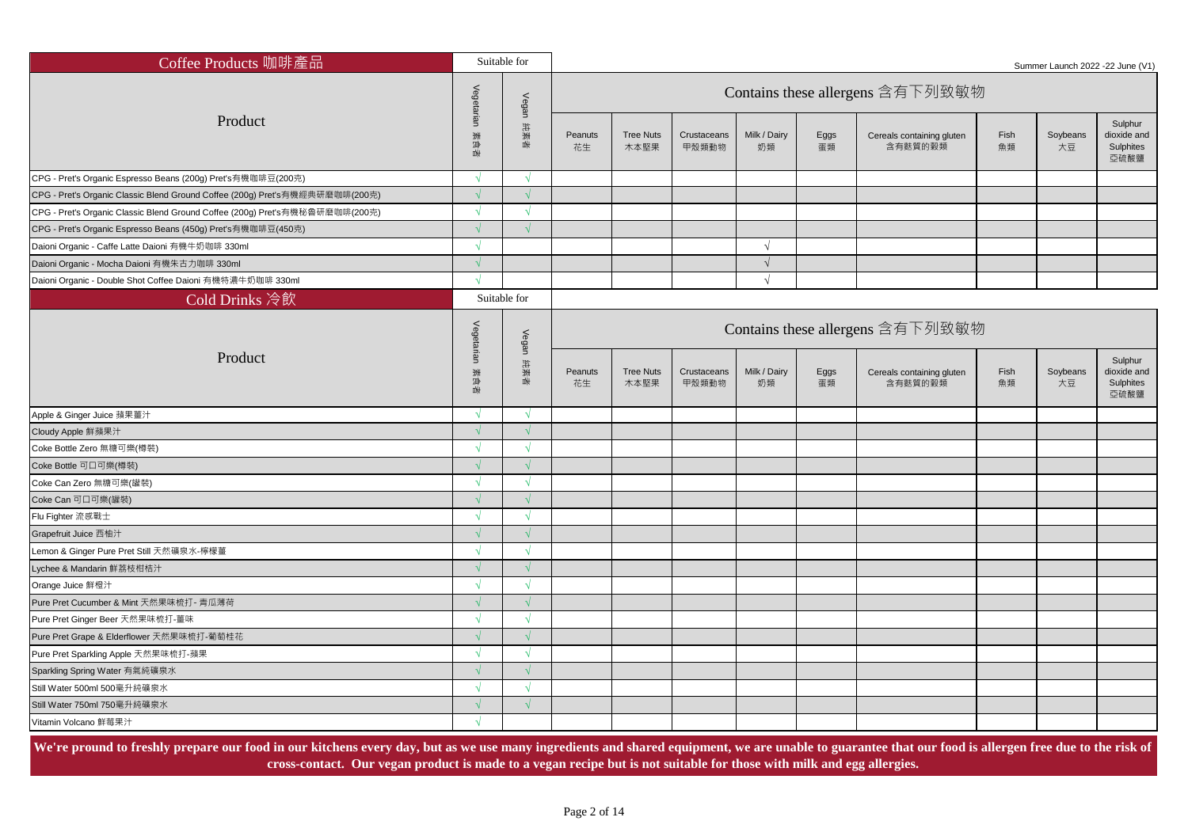Summer Launch 2022 -22 June (V1)

## Coffee Products 咖啡產品

| Product | Suitable for | | Contains these allergens 含有下列致敏物 | | | | | | | | |
|---|---|---|---|---|---|---|---|---|---|---|---|
| | Vegetarian 素食者 | Vegan 純素者 | Peanuts 花生 | Tree Nuts 木本堅果 | Crustaceans 甲殼類動物 | Milk / Dairy 奶類 | Eggs 蛋類 | Cereals containing gluten 含有麩質的穀類 | Fish 魚類 | Soybeans 大豆 | Sulphur dioxide and Sulphites 亞硫酸鹽 |
| CPG - Pret's Organic Espresso Beans (200g) Pret's有機咖啡豆(200克) | √ | √ | | | | | | | | | |
| CPG - Pret's Organic Classic Blend Ground Coffee (200g) Pret's有機經典研磨咖啡(200克) | √ | √ | | | | | | | | | |
| CPG - Pret's Organic Classic Blend Ground Coffee (200g) Pret's有機秘魯研磨咖啡(200克) | √ | √ | | | | | | | | | |
| CPG - Pret's Organic Espresso Beans (450g) Pret's有機咖啡豆(450克) | √ | √ | | | | | | | | | |
| Daioni Organic - Caffe Latte Daioni 有機牛奶咖啡 330ml | √ | | | | | √ | | | | | |
| Daioni Organic - Mocha Daioni 有機朱古力咖啡 330ml | √ | | | | | √ | | | | | |
| Daioni Organic - Double Shot Coffee Daioni 有機特濃牛奶咖啡 330ml | √ | | | | | √ | | | | | |

## Cold Drinks 冷飲

| Product | Suitable for | | Contains these allergens 含有下列致敏物 | | | | | | | | |
|---|---|---|---|---|---|---|---|---|---|---|---|
| | Vegetarian 素食者 | Vegan 純素者 | Peanuts 花生 | Tree Nuts 木本堅果 | Crustaceans 甲殼類動物 | Milk / Dairy 奶類 | Eggs 蛋類 | Cereals containing gluten 含有麩質的穀類 | Fish 魚類 | Soybeans 大豆 | Sulphur dioxide and Sulphites 亞硫酸鹽 |
| Apple & Ginger Juice 蘋果薑汁 | √ | √ | | | | | | | | | |
| Cloudy Apple 鮮蘋果汁 | √ | √ | | | | | | | | | |
| Coke Bottle Zero 無糖可樂(樽裝) | √ | √ | | | | | | | | | |
| Coke Bottle 可口可樂(樽裝) | √ | √ | | | | | | | | | |
| Coke Can Zero 無糖可樂(罐裝) | √ | √ | | | | | | | | | |
| Coke Can 可口可樂(罐裝) | √ | √ | | | | | | | | | |
| Flu Fighter 流感戰士 | √ | √ | | | | | | | | | |
| Grapefruit Juice 西柚汁 | √ | √ | | | | | | | | | |
| Lemon & Ginger Pure Pret Still 天然礦泉水-檸檬薑 | √ | √ | | | | | | | | | |
| Lychee & Mandarin 鮮荔枝柑桔汁 | √ | √ | | | | | | | | | |
| Orange Juice 鮮橙汁 | √ | √ | | | | | | | | | |
| Pure Pret Cucumber & Mint 天然果味梳打- 青瓜薄荷 | √ | √ | | | | | | | | | |
| Pure Pret Ginger Beer 天然果味梳打-薑味 | √ | √ | | | | | | | | | |
| Pure Pret Grape & Elderflower 天然果味梳打-葡萄桂花 | √ | √ | | | | | | | | | |
| Pure Pret Sparkling Apple 天然果味梳打-蘋果 | √ | √ | | | | | | | | | |
| Sparkling Spring Water 有氣純礦泉水 | √ | √ | | | | | | | | | |
| Still Water 500ml 500毫升純礦泉水 | √ | √ | | | | | | | | | |
| Still Water 750ml 750毫升純礦泉水 | √ | √ | | | | | | | | | |
| Vitamin Volcano 鮮莓果汁 | √ | | | | | | | | | | |

**We're pround to freshly prepare our food in our kitchens every day, but as we use many ingredients and shared equipment, we are unable to guarantee that our food is allergen free due to the risk of cross-contact. Our vegan product is made to a vegan recipe but is not suitable for those with milk and egg allergies.**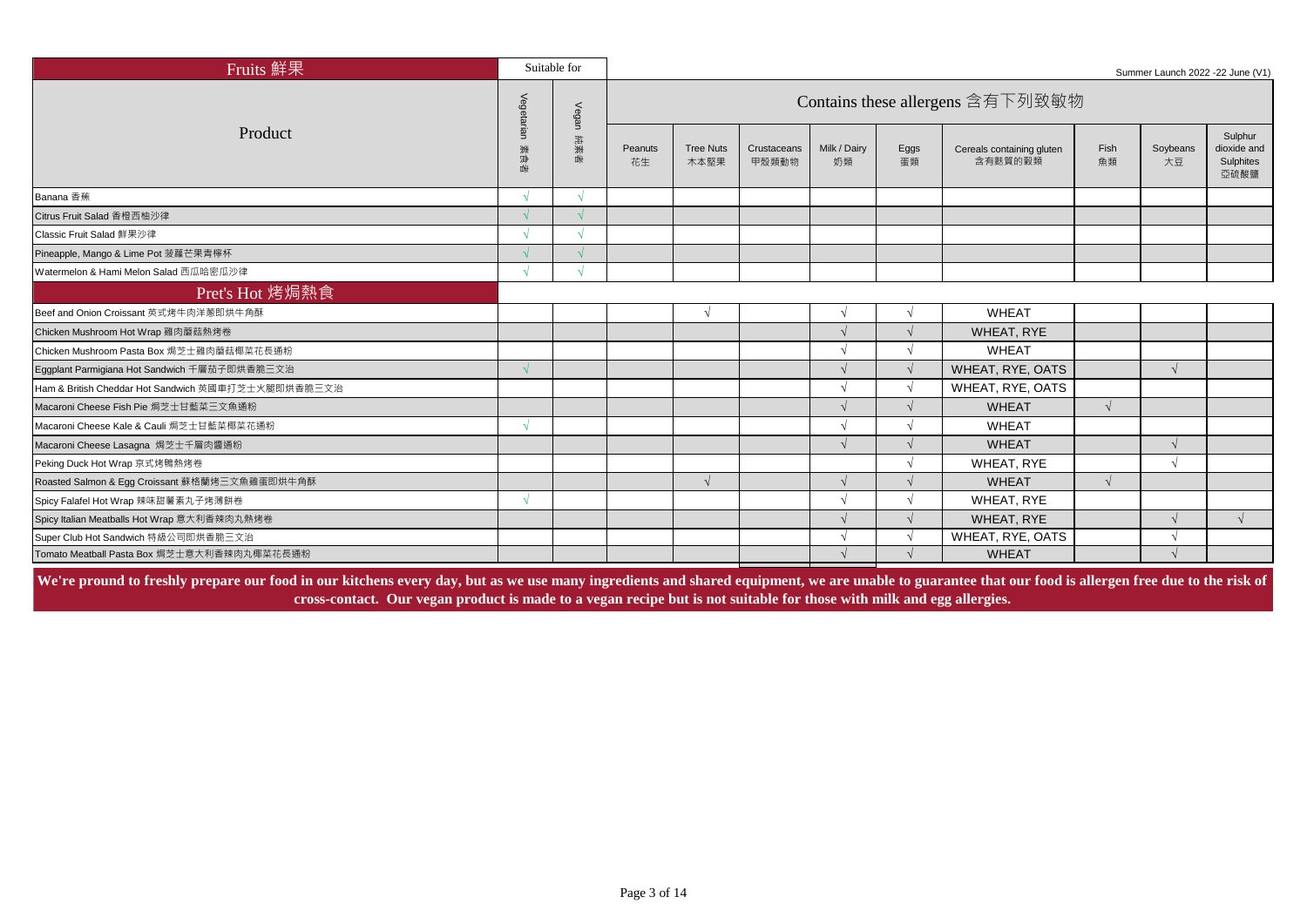| Fruits 鮮果 | Suitable for | | Contains these allergens 含有下列致敏物 | | | | | | | | |
|---|---|---|---|---|---|---|---|---|---|---|---|
| Product | Vegetarian 素食者 | Vegan 純素者 | Peanuts 花生 | Tree Nuts 木本堅果 | Crustaceans 甲殼類動物 | Milk / Dairy 奶類 | Eggs 蛋類 | Cereals containing gluten 含有麩質的穀類 | Fish 魚類 | Soybeans 大豆 | Sulphur dioxide and Sulphites 亞硫酸鹽 |
| Banana 香蕉 | √ | √ | | | | | | | | | |
| Citrus Fruit Salad 香橙西柚沙律 | √ | √ | | | | | | | | | |
| Classic Fruit Salad 鮮果沙律 | √ | √ | | | | | | | | | |
| Pineapple, Mango & Lime Pot 菠蘿芒果青檸杯 | √ | √ | | | | | | | | | |
| Watermelon & Hami Melon Salad 西瓜哈密瓜沙律 | √ | √ | | | | | | | | | |
| **Pret's Hot 烤焗熱食** | | | | | | | | | | | |
| Beef and Onion Croissant 英式烤牛肉洋蔥即烘牛角酥 | | | | √ | | √ | √ | WHEAT | | | |
| Chicken Mushroom Hot Wrap 雞肉蘑菇熱烤卷 | | | | | | √ | √ | WHEAT, RYE | | | |
| Chicken Mushroom Pasta Box 焗芝士雞肉蘑菇椰菜花長通粉 | | | | | | √ | √ | WHEAT | | | |
| Eggplant Parmigiana Hot Sandwich 千層茄子即烘香脆三文治 | √ | | | | | √ | √ | WHEAT, RYE, OATS | | √ | |
| Ham & British Cheddar Hot Sandwich 英國車打芝士火腿即烘香脆三文治 | | | | | | √ | √ | WHEAT, RYE, OATS | | | |
| Macaroni Cheese Fish Pie 焗芝士甘藍菜三文魚通粉 | | | | | | √ | √ | WHEAT | √ | | |
| Macaroni Cheese Kale & Cauli 焗芝士甘藍菜椰菜花通粉 | √ | | | | | √ | √ | WHEAT | | | |
| Macaroni Cheese Lasagna 焗芝士千層肉醬通粉 | | | | | | √ | √ | WHEAT | | √ | |
| Peking Duck Hot Wrap 京式烤鴨熱烤卷 | | | | | | | √ | WHEAT, RYE | | √ | |
| Roasted Salmon & Egg Croissant 蘇格蘭烤三文魚雞蛋即烘牛角酥 | | | | √ | | √ | √ | WHEAT | √ | | |
| Spicy Falafel Hot Wrap 辣味甜薯素丸子烤薄餅卷 | √ | | | | | √ | √ | WHEAT, RYE | | | |
| Spicy Italian Meatballs Hot Wrap 意大利香辣肉丸熱烤卷 | | | | | | √ | √ | WHEAT, RYE | | √ | √ |
| Super Club Hot Sandwich 特級公司即烘香脆三文治 | | | | | | √ | √ | WHEAT, RYE, OATS | | √ | |
| Tomato Meatball Pasta Box 焗芝士意大利香辣肉丸椰菜花長通粉 | | | | | | √ | √ | WHEAT | | √ | |

Summer Launch 2022 -22 June (V1)

**We're pround to freshly prepare our food in our kitchens every day, but as we use many ingredients and shared equipment, we are unable to guarantee that our food is allergen free due to the risk of cross-contact. Our vegan product is made to a vegan recipe but is not suitable for those with milk and egg allergies.**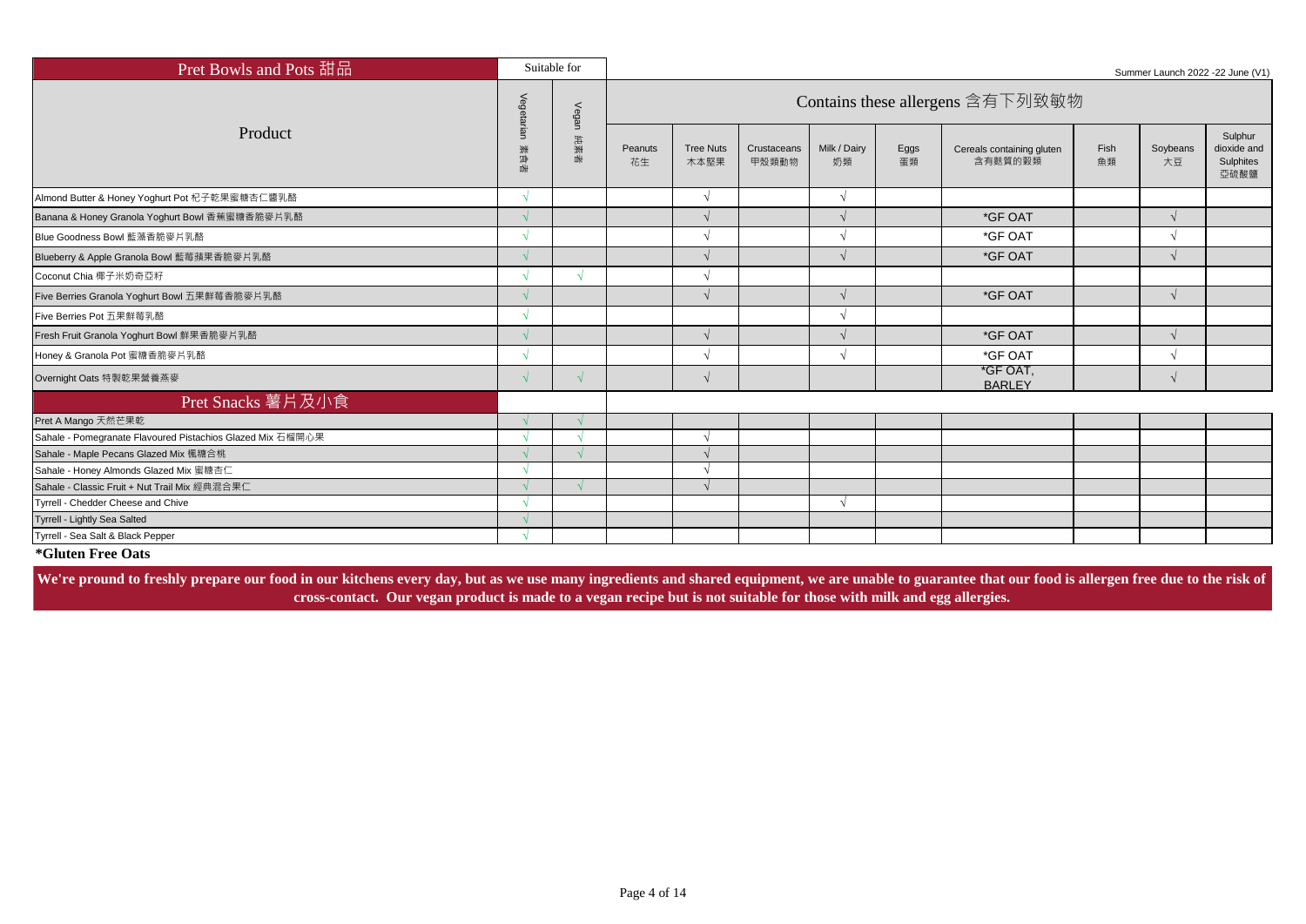| Pret Bowls and Pots 甜品 | Suitable for | | Summer Launch 2022 -22 June (V1) | | | | | | | | |
|---|---|---|---|---|---|---|---|---|---|---|---|
| Product | Vegetarian 素食者 | Vegan 純素者 | Contains these allergens 含有下列致敏物 | | | | | | | | |
| | | | Peanuts 花生 | Tree Nuts 木本堅果 | Crustaceans 甲殻類動物 | Milk / Dairy 奶類 | Eggs 蛋類 | Cereals containing gluten 含有麩質的穀類 | Fish 魚類 | Soybeans 大豆 | Sulphur dioxide and Sulphites 亞硫酸鹽 |
| Almond Butter & Honey Yoghurt Pot 杞子乾果蜜糖杏仁醬乳酪 | √ | | | √ | | √ | | | | | |
| Banana & Honey Granola Yoghurt Bowl 香蕉蜜糖香脆麥片乳酪 | √ | | | √ | | √ | | *GF OAT | | √ | |
| Blue Goodness Bowl 藍藻香脆麥片乳酪 | √ | | | √ | | √ | | *GF OAT | | √ | |
| Blueberry & Apple Granola Bowl 藍莓蘋果香脆麥片乳酪 | √ | | | √ | | √ | | *GF OAT | | √ | |
| Coconut Chia 椰子米奶奇亞籽 | √ | √ | | √ | | | | | | | |
| Five Berries Granola Yoghurt Bowl 五果鮮莓香脆麥片乳酪 | √ | | | √ | | √ | | *GF OAT | | √ | |
| Five Berries Pot 五果鮮莓乳酪 | √ | | | | | √ | | | | | |
| Fresh Fruit Granola Yoghurt Bowl 鮮果香脆麥片乳酪 | √ | | | √ | | √ | | *GF OAT | | √ | |
| Honey & Granola Pot 蜜糖香脆麥片乳酪 | √ | | | √ | | √ | | *GF OAT | | √ | |
| Overnight Oats 特製乾果營養燕麥 | √ | √ | | √ | | | | *GF OAT, BARLEY | | √ | |
| **Pret Snacks 薯片及小食** | | | | | | | | | | | |
| Pret A Mango 天然芒果乾 | √ | √ | | | | | | | | | |
| Sahale - Pomegranate Flavoured Pistachios Glazed Mix 石榴開心果 | √ | √ | | √ | | | | | | | |
| Sahale - Maple Pecans Glazed Mix 楓糖合桃 | √ | √ | | √ | | | | | | | |
| Sahale - Honey Almonds Glazed Mix 蜜糖杏仁 | √ | | | √ | | | | | | | |
| Sahale - Classic Fruit + Nut Trail Mix 經典混合果仁 | √ | √ | | √ | | | | | | | |
| Tyrrell - Chedder Cheese and Chive | √ | | | | | √ | | | | | |
| Tyrrell - Lightly Sea Salted | √ | | | | | | | | | | |
| Tyrrell - Sea Salt & Black Pepper | √ | | | | | | | | | | |

**\*Gluten Free Oats**

**We're pround to freshly prepare our food in our kitchens every day, but as we use many ingredients and shared equipment, we are unable to guarantee that our food is allergen free due to the risk of cross-contact. Our vegan product is made to a vegan recipe but is not suitable for those with milk and egg allergies.**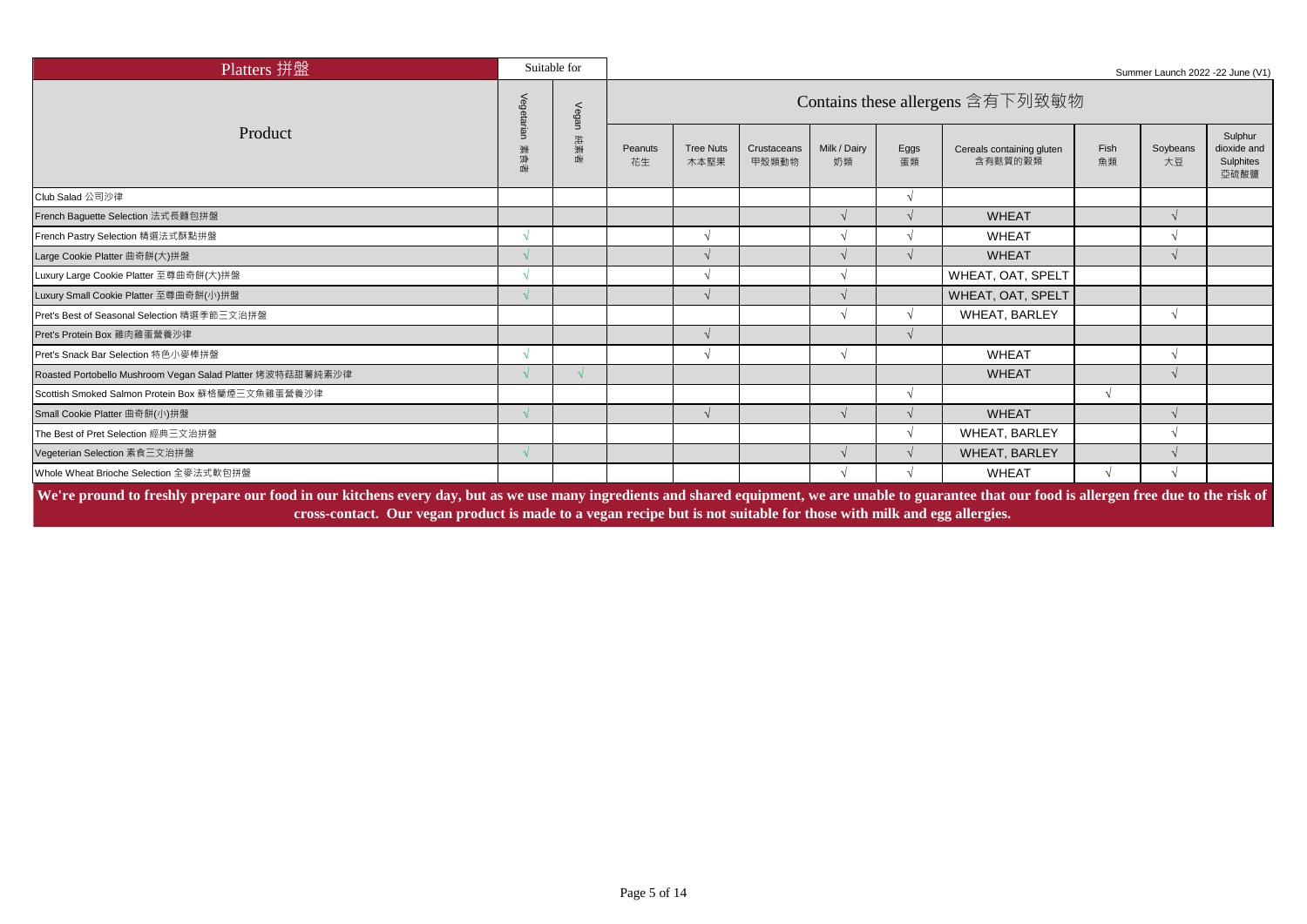| Platters 拼盤 | Suitable for | | Summer Launch 2022 -22 June (V1) | | | | | | | | |
|---|---|---|---|---|---|---|---|---|---|---|---|
| | | | Contains these allergens 含有下列致敏物 | | | | | | | | |
| Product | Vegetarian 素食者 | Vegan 純素者 | Peanuts 花生 | Tree Nuts 木本堅果 | Crustaceans 甲殼類動物 | Milk / Dairy 奶類 | Eggs 蛋類 | Cereals containing gluten 含有麩質的穀類 | Fish 魚類 | Soybeans 大豆 | Sulphur dioxide and Sulphites 亞硫酸鹽 |
| Club Salad 公司沙律 | | | | | | | √ | | | | |
| French Baguette Selection 法式長麵包拼盤 | | | | | | √ | √ | WHEAT | | √ | |
| French Pastry Selection 精選法式酥點拼盤 | √ | | | √ | | √ | √ | WHEAT | | √ | |
| Large Cookie Platter 曲奇餅(大)拼盤 | √ | | | √ | | √ | √ | WHEAT | | √ | |
| Luxury Large Cookie Platter 至尊曲奇餅(大)拼盤 | √ | | | √ | | √ | | WHEAT, OAT, SPELT | | | |
| Luxury Small Cookie Platter 至尊曲奇餅(小)拼盤 | √ | | | √ | | √ | | WHEAT, OAT, SPELT | | | |
| Pret's Best of Seasonal Selection 精選季節三文治拼盤 | | | | | | √ | √ | WHEAT, BARLEY | | √ | |
| Pret's Protein Box 雞肉雞蛋營養沙律 | | | | √ | | | √ | | | | |
| Pret's Snack Bar Selection 特色小麥棒拼盤 | √ | | | √ | | √ | | WHEAT | | √ | |
| Roasted Portobello Mushroom Vegan Salad Platter 烤波特菇甜薯純素沙律 | √ | √ | | | | | | WHEAT | | √ | |
| Scottish Smoked Salmon Protein Box 蘇格蘭煙三文魚雞蛋營養沙律 | | | | | | | √ | | √ | | |
| Small Cookie Platter 曲奇餅(小)拼盤 | √ | | | √ | | √ | √ | WHEAT | | √ | |
| The Best of Pret Selection 經典三文治拼盤 | | | | | | | √ | WHEAT, BARLEY | | √ | |
| Vegeterian Selection 素食三文治拼盤 | √ | | | | | √ | √ | WHEAT, BARLEY | | √ | |
| Whole Wheat Brioche Selection 全麥法式軟包拼盤 | | | | | | √ | √ | WHEAT | √ | √ | |

**We're pround to freshly prepare our food in our kitchens every day, but as we use many ingredients and shared equipment, we are unable to guarantee that our food is allergen free due to the risk of cross-contact. Our vegan product is made to a vegan recipe but is not suitable for those with milk and egg allergies.**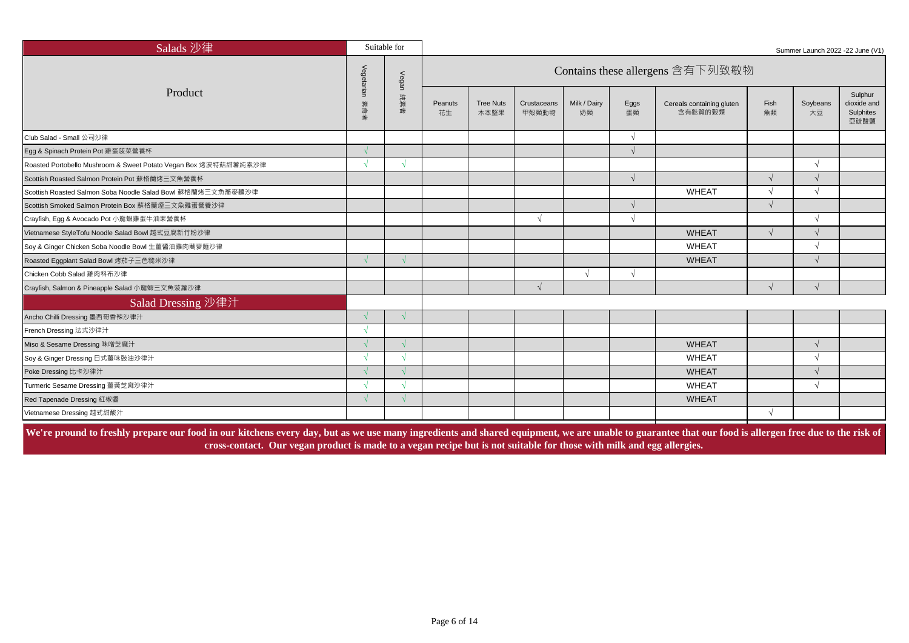| Salads 沙律 | Suitable for | | | | | | | | | | |
|---|---|---|---|---|---|---|---|---|---|---|---|
| | | | Summer Launch 2022 -22 June (V1) | | | | | | | | |
| | | | Contains these allergens 含有下列致敏物 | | | | | | | | |
| Product | Vegetarian 素食者 | Vegan 純素者 | Peanuts 花生 | Tree Nuts 木本堅果 | Crustaceans 甲殼類動物 | Milk / Dairy 奶類 | Eggs 蛋類 | Cereals containing gluten 含有麩質的穀類 | Fish 魚類 | Soybeans 大豆 | Sulphur dioxide and Sulphites 亞硫酸鹽 |
| Club Salad - Small 公司沙律 | | | | | | | √ | | | | |
| Egg & Spinach Protein Pot 雞蛋菠菜營養杯 | √ | | | | | | √ | | | | |
| Roasted Portobello Mushroom & Sweet Potato Vegan Box 烤波特菇甜薯純素沙律 | √ | √ | | | | | | | | √ | |
| Scottish Roasted Salmon Protein Pot 蘇格蘭烤三文魚營養杯 | | | | | | | √ | | √ | √ | |
| Scottish Roasted Salmon Soba Noodle Salad Bowl 蘇格蘭烤三文魚蕎麥麵沙律 | | | | | | | | WHEAT | √ | √ | |
| Scottish Smoked Salmon Protein Box 蘇格蘭煙三文魚雞蛋營養沙律 | | | | | | | √ | | √ | | |
| Crayfish, Egg & Avocado Pot 小龍蝦雞蛋牛油果營養杯 | | | | | √ | | √ | | | √ | |
| Vietnamese StyleTofu Noodle Salad Bowl 越式豆腐新竹粉沙律 | | | | | | | | WHEAT | √ | √ | |
| Soy & Ginger Chicken Soba Noodle Bowl 生薑醬油雞肉蕎麥麵沙律 | | | | | | | | WHEAT | | √ | |
| Roasted Eggplant Salad Bowl 烤茄子三色糙米沙律 | √ | √ | | | | | | WHEAT | | √ | |
| Chicken Cobb Salad 雞肉科布沙律 | | | | | | √ | √ | | | | |
| Crayfish, Salmon & Pineapple Salad 小龍蝦三文魚菠蘿沙律 | | | | | √ | | | | √ | √ | |
| **Salad Dressing 沙律汁** | | | | | | | | | | | |
| Ancho Chilli Dressing 墨西哥香辣沙律汁 | √ | √ | | | | | | | | | |
| French Dressing 法式沙律汁 | √ | | | | | | | | | | |
| Miso & Sesame Dressing 味噌芝麻汁 | √ | √ | | | | | | WHEAT | | √ | |
| Soy & Ginger Dressing 日式薑味豉油沙律汁 | √ | √ | | | | | | WHEAT | | √ | |
| Poke Dressing 比卡沙律汁 | √ | √ | | | | | | WHEAT | | √ | |
| Turmeric Sesame Dressing 薑黃芝麻沙律汁 | √ | √ | | | | | | WHEAT | | √ | |
| Red Tapenade Dressing 紅椒醬 | √ | √ | | | | | | WHEAT | | | |
| Vietnamese Dressing 越式甜酸汁 | | | | | | | | | √ | | |

**We're pround to freshly prepare our food in our kitchens every day, but as we use many ingredients and shared equipment, we are unable to guarantee that our food is allergen free due to the risk of cross-contact. Our vegan product is made to a vegan recipe but is not suitable for those with milk and egg allergies.**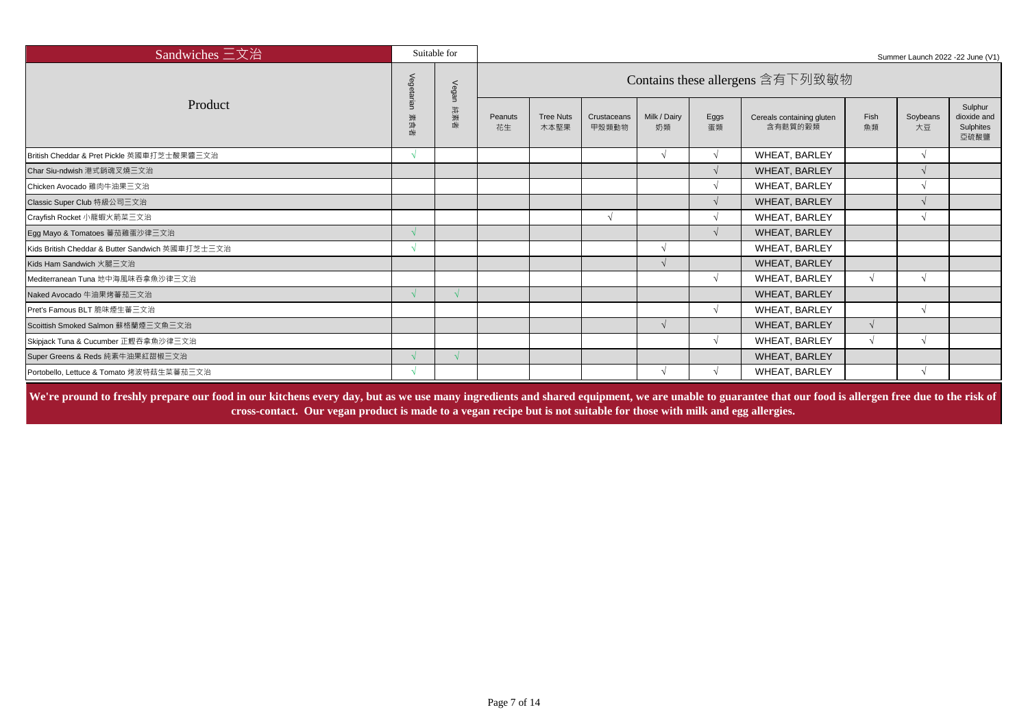| Sandwiches 三文治 | Suitable for | | Summer Launch 2022 -22 June (V1) | | | | | | | | |
|---|---|---|---|---|---|---|---|---|---|---|---|
| | | | Contains these allergens 含有下列致敏物 | | | | | | | | |
| Product | Vegetarian 素食者 | Vegan 純素者 | Peanuts 花生 | Tree Nuts 木本堅果 | Crustaceans 甲殼類動物 | Milk / Dairy 奶類 | Eggs 蛋類 | Cereals containing gluten 含有麩質的穀類 | Fish 魚類 | Soybeans 大豆 | Sulphur dioxide and Sulphites 亞硫酸鹽 |
| British Cheddar & Pret Pickle 英國車打芝士酸果醬三文治 | √ | | | | | √ | √ | WHEAT, BARLEY | | √ | |
| Char Siu-ndwish 港式鍋魂叉燒三文治 | | | | | | | √ | WHEAT, BARLEY | | √ | |
| Chicken Avocado 雞肉牛油果三文治 | | | | | | | √ | WHEAT, BARLEY | | √ | |
| Classic Super Club 特級公司三文治 | | | | | | | √ | WHEAT, BARLEY | | √ | |
| Crayfish Rocket 小龍蝦火箭菜三文治 | | | | | √ | | √ | WHEAT, BARLEY | | √ | |
| Egg Mayo & Tomatoes 蕃茄雞蛋沙律三文治 | √ | | | | | | √ | WHEAT, BARLEY | | | |
| Kids British Cheddar & Butter Sandwich 英國車打芝士三文治 | √ | | | | | √ | | WHEAT, BARLEY | | | |
| Kids Ham Sandwich 火腿三文治 | | | | | | √ | | WHEAT, BARLEY | | | |
| Mediterranean Tuna 地中海風味吞拿魚沙律三文治 | | | | | | | √ | WHEAT, BARLEY | √ | √ | |
| Naked Avocado 牛油果烤蕃茄三文治 | √ | √ | | | | | | WHEAT, BARLEY | | | |
| Pret's Famous BLT 脆味煙生蕃三文治 | | | | | | | √ | WHEAT, BARLEY | | √ | |
| Scoittish Smoked Salmon 蘇格蘭煙三文魚三文治 | | | | | | √ | | WHEAT, BARLEY | √ | | |
| Skipjack Tuna & Cucumber 正鰹吞拿魚沙律三文治 | | | | | | | √ | WHEAT, BARLEY | √ | √ | |
| Super Greens & Reds 純素牛油果紅甜椒三文治 | √ | √ | | | | | | WHEAT, BARLEY | | | |
| Portobello, Lettuce & Tomato 烤波特菇生菜蕃茄三文治 | √ | | | | | √ | √ | WHEAT, BARLEY | | √ | |

**We're pround to freshly prepare our food in our kitchens every day, but as we use many ingredients and shared equipment, we are unable to guarantee that our food is allergen free due to the risk of cross-contact. Our vegan product is made to a vegan recipe but is not suitable for those with milk and egg allergies.**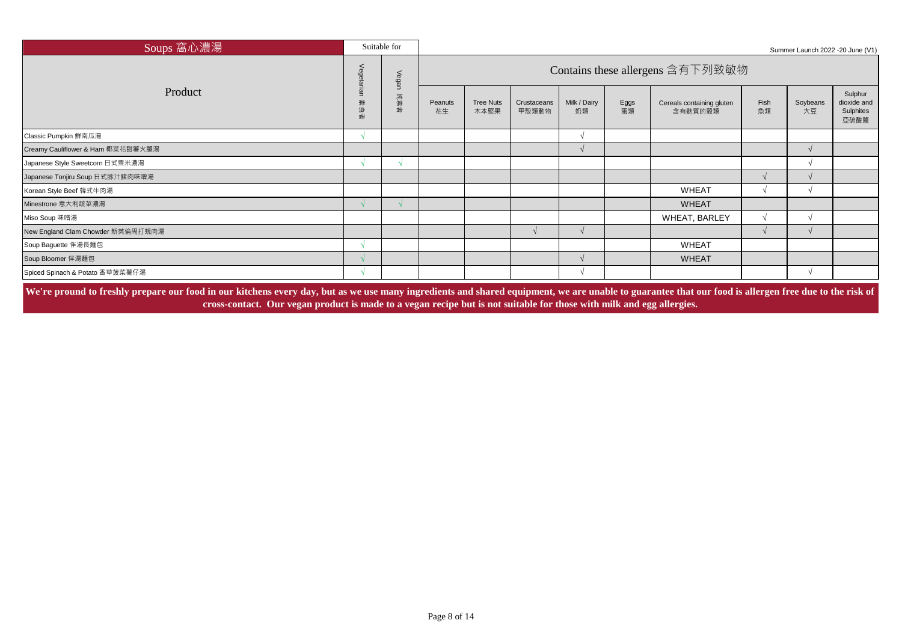| Soups 窩心濃湯 | Suitable for | | | | | | | | | | | Summer Launch 2022 -20 June (V1) |
|---|---|---|---|---|---|---|---|---|---|---|---|---|
| Product | Vegetarian 素食者 | Vegan 純素者 | Contains these allergens 含有下列致敏物 | | | | | | | | | |
| | | | Peanuts 花生 | Tree Nuts 木本堅果 | Crustaceans 甲殼類動物 | Milk / Dairy 奶類 | Eggs 蛋類 | Cereals containing gluten 含有麩質的穀類 | Fish 魚類 | Soybeans 大豆 | Sulphur dioxide and Sulphites 亞硫酸鹽 | |
| Classic Pumpkin 鮮南瓜湯 | √ | | | | | √ | | | | | | |
| Creamy Cauliflower & Ham 椰菜花甜薯火腿湯 | | | | | | √ | | | | √ | | |
| Japanese Style Sweetcorn 日式粟米濃湯 | √ | √ | | | | | | | | √ | | |
| Japanese Tonjiru Soup 日式豚汁豬肉味噌湯 | | | | | | | | | √ | √ | | |
| Korean Style Beef 韓式牛肉湯 | | | | | | | | WHEAT | √ | √ | | |
| Minestrone 意大利蔬菜濃湯 | √ | √ | | | | | | WHEAT | | | | |
| Miso Soup 味噌湯 | | | | | | | | WHEAT, BARLEY | √ | √ | | |
| New England Clam Chowder 新英倫周打蜆肉湯 | | | | | √ | √ | | | √ | √ | | |
| Soup Baguette 伴湯長麵包 | √ | | | | | | | WHEAT | | | | |
| Soup Bloomer 伴湯麵包 | √ | | | | | √ | | WHEAT | | | | |
| Spiced Spinach & Potato 香草菠菜薯仔湯 | √ | | | | | √ | | | | √ | | |

**We're pround to freshly prepare our food in our kitchens every day, but as we use many ingredients and shared equipment, we are unable to guarantee that our food is allergen free due to the risk of cross-contact. Our vegan product is made to a vegan recipe but is not suitable for those with milk and egg allergies.**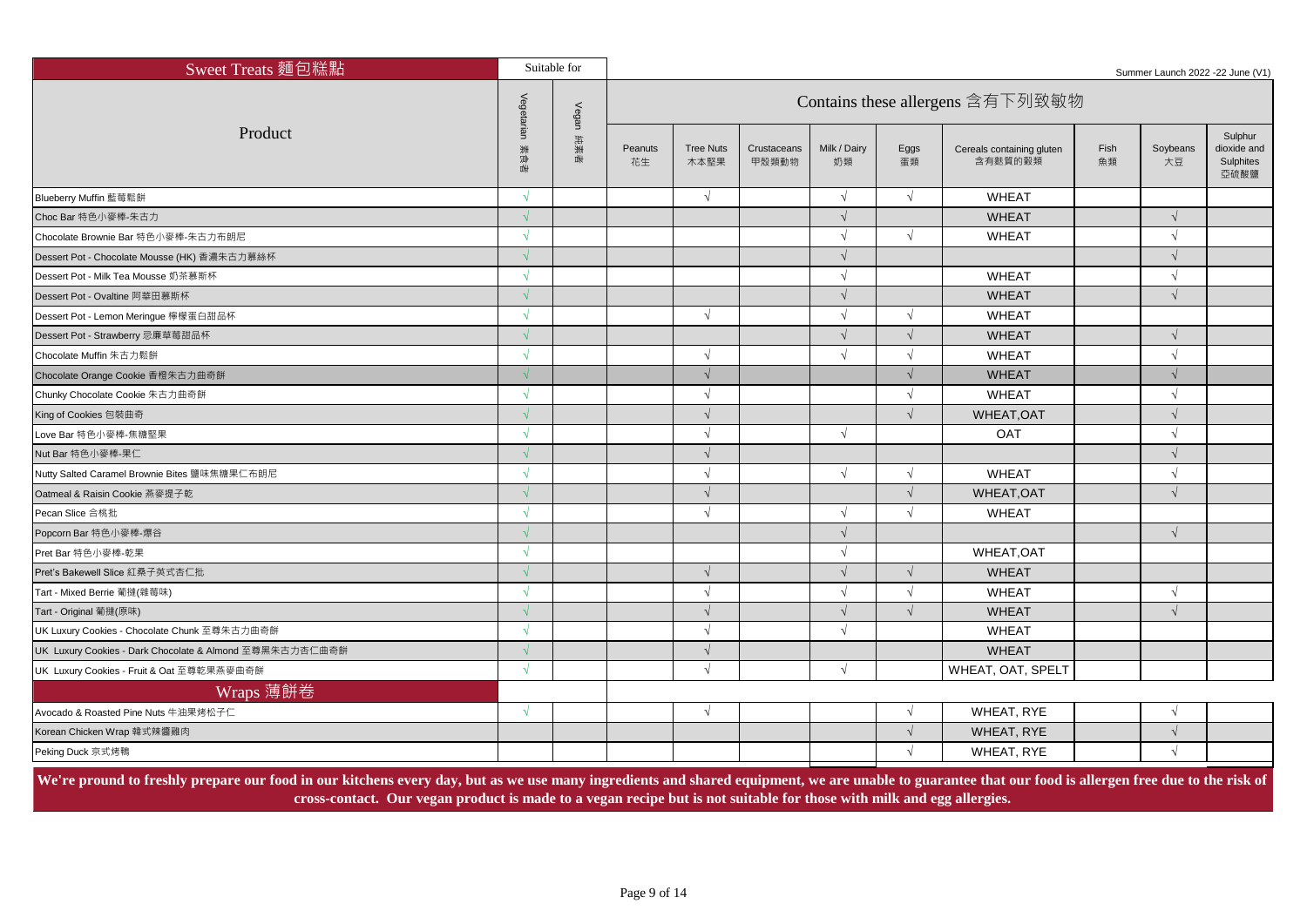| Sweet Treats 麵包糕點 | Suitable for | | Contains these allergens 含有下列致敏物 | | | | | | | | |
|---|---|---|---|---|---|---|---|---|---|---|---|
| Product | Vegetarian 素食者 | Vegan 純素者 | Peanuts 花生 | Tree Nuts 木本堅果 | Crustaceans 甲殼類動物 | Milk / Dairy 奶類 | Eggs 蛋類 | Cereals containing gluten 含有麩質的穀類 | Fish 魚類 | Soybeans 大豆 | Sulphur dioxide and Sulphites 亞硫酸鹽 |
| Blueberry Muffin 藍莓鬆餅 | √ | | | √ | | √ | √ | WHEAT | | | |
| Choc Bar 特色小麥棒-朱古力 | √ | | | | | √ | | WHEAT | | √ | |
| Chocolate Brownie Bar 特色小麥棒-朱古力布朗尼 | √ | | | | | √ | √ | WHEAT | | √ | |
| Dessert Pot - Chocolate Mousse (HK) 香濃朱古力慕絲杯 | √ | | | | | √ | | | | √ | |
| Dessert Pot - Milk Tea Mousse 奶茶慕斯杯 | √ | | | | | √ | | WHEAT | | √ | |
| Dessert Pot - Ovaltine 阿華田慕斯杯 | √ | | | | | √ | | WHEAT | | √ | |
| Dessert Pot - Lemon Meringue 檸檬蛋白甜品杯 | √ | | | √ | | √ | √ | WHEAT | | | |
| Dessert Pot - Strawberry 忌廉草莓甜品杯 | √ | | | | | √ | √ | WHEAT | | √ | |
| Chocolate Muffin 朱古力鬆餅 | √ | | | √ | | √ | √ | WHEAT | | √ | |
| Chocolate Orange Cookie 香橙朱古力曲奇餅 | √ | | | √ | | | √ | WHEAT | | √ | |
| Chunky Chocolate Cookie 朱古力曲奇餅 | √ | | | √ | | | √ | WHEAT | | √ | |
| King of Cookies 包裝曲奇 | √ | | | √ | | | √ | WHEAT,OAT | | √ | |
| Love Bar 特色小麥棒-焦糖堅果 | √ | | | √ | | √ | | OAT | | √ | |
| Nut Bar 特色小麥棒-果仁 | √ | | | √ | | | | | | √ | |
| Nutty Salted Caramel Brownie Bites 鹽味焦糖果仁布朗尼 | √ | | | √ | | √ | √ | WHEAT | | √ | |
| Oatmeal & Raisin Cookie 燕麥提子乾 | √ | | | √ | | | √ | WHEAT,OAT | | √ | |
| Pecan Slice 合桃批 | √ | | | √ | | √ | √ | WHEAT | | | |
| Popcorn Bar 特色小麥棒-爆谷 | √ | | | | | √ | | | | √ | |
| Pret Bar 特色小麥棒-乾果 | √ | | | | | √ | | WHEAT,OAT | | | |
| Pret's Bakewell Slice 紅桑子英式杏仁批 | √ | | | √ | | √ | √ | WHEAT | | | |
| Tart - Mixed Berrie 葡撻(雜莓味) | √ | | | √ | | √ | √ | WHEAT | | √ | |
| Tart - Original 葡撻(原味) | √ | | | √ | | √ | √ | WHEAT | | √ | |
| UK Luxury Cookies - Chocolate Chunk 至尊朱古力曲奇餅 | √ | | | √ | | √ | | WHEAT | | | |
| UK Luxury Cookies - Dark Chocolate & Almond 至尊黑朱古力杏仁曲奇餅 | √ | | | √ | | | | WHEAT | | | |
| UK Luxury Cookies - Fruit & Oat 至尊乾果燕麥曲奇餅 | √ | | | √ | | √ | | WHEAT, OAT, SPELT | | | |
| **Wraps 薄餅卷** | | | | | | | | | | | |
| Avocado & Roasted Pine Nuts 牛油果烤松子仁 | √ | | | √ | | | √ | WHEAT, RYE | | √ | |
| Korean Chicken Wrap 韓式辣醬雞肉 | | | | | | | √ | WHEAT, RYE | | √ | |
| Peking Duck 京式烤鴨 | | | | | | | √ | WHEAT, RYE | | √ | |

Summer Launch 2022 -22 June (V1)

**We're proud to freshly prepare our food in our kitchens every day, but as we use many ingredients and shared equipment, we are unable to guarantee that our food is allergen free due to the risk of cross-contact. Our vegan product is made to a vegan recipe but is not suitable for those with milk and egg allergies.**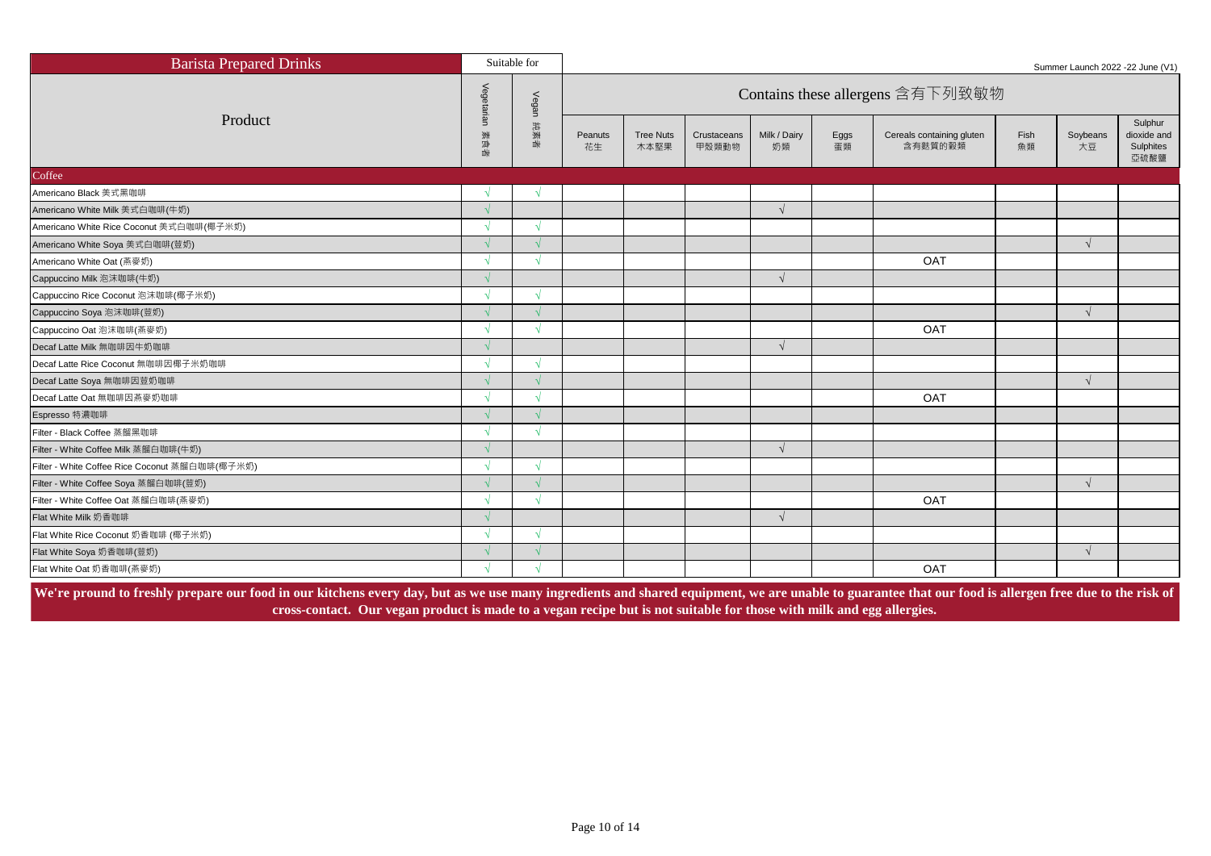| Barista Prepared Drinks | Suitable for | | | | | | | | | | |
|---|---|---|---|---|---|---|---|---|---|---|---|
| | | | Summer Launch 2022 -22 June (V1) | | | | | | | | |
| Product | | | Contains these allergens 含有下列致敏物 | | | | | | | | |
| | Vegetarian 素食者 | Vegan 純素者 | Peanuts 花生 | Tree Nuts 木本堅果 | Crustaceans 甲殼類動物 | Milk / Dairy 奶類 | Eggs 蛋類 | Cereals containing gluten 含有麩質的穀類 | Fish 魚類 | Soybeans 大豆 | Sulphur dioxide and Sulphites 亞硫酸鹽 |
| **Coffee** | | | | | | | | | | | |
| Americano Black 美式黑咖啡 | √ | √ | | | | | | | | | |
| Americano White Milk 美式白咖啡(牛奶) | √ | | | | | √ | | | | | |
| Americano White Rice Coconut 美式白咖啡(椰子米奶) | √ | √ | | | | | | | | | |
| Americano White Soya 美式白咖啡(荳奶) | √ | √ | | | | | | | | √ | |
| Americano White Oat (燕麥奶) | √ | √ | | | | | | OAT | | | |
| Cappuccino Milk 泡沫咖啡(牛奶) | √ | | | | | √ | | | | | |
| Cappuccino Rice Coconut 泡沫咖啡(椰子米奶) | √ | √ | | | | | | | | | |
| Cappuccino Soya 泡沫咖啡(荳奶) | √ | √ | | | | | | | | √ | |
| Cappuccino Oat 泡沫咖啡(燕麥奶) | √ | √ | | | | | | OAT | | | |
| Decaf Latte Milk 無咖啡因牛奶咖啡 | √ | | | | | √ | | | | | |
| Decaf Latte Rice Coconut 無咖啡因椰子米奶咖啡 | √ | √ | | | | | | | | | |
| Decaf Latte Soya 無咖啡因荳奶咖啡 | √ | √ | | | | | | | | √ | |
| Decaf Latte Oat 無咖啡因燕麥奶咖啡 | √ | √ | | | | | | OAT | | | |
| Espresso 特濃咖啡 | √ | √ | | | | | | | | | |
| Filter - Black Coffee 蒸餾黑咖啡 | √ | √ | | | | | | | | | |
| Filter - White Coffee Milk 蒸餾白咖啡(牛奶) | √ | | | | | √ | | | | | |
| Filter - White Coffee Rice Coconut 蒸餾白咖啡(椰子米奶) | √ | √ | | | | | | | | | |
| Filter - White Coffee Soya 蒸餾白咖啡(荳奶) | √ | √ | | | | | | | | √ | |
| Filter - White Coffee Oat 蒸餾白咖啡(燕麥奶) | √ | √ | | | | | | OAT | | | |
| Flat White Milk 奶香咖啡 | √ | | | | | √ | | | | | |
| Flat White Rice Coconut 奶香咖啡 (椰子米奶) | √ | √ | | | | | | | | | |
| Flat White Soya 奶香咖啡(荳奶) | √ | √ | | | | | | | | √ | |
| Flat White Oat 奶香咖啡(燕麥奶) | √ | √ | | | | | | OAT | | | |

**We're pround to freshly prepare our food in our kitchens every day, but as we use many ingredients and shared equipment, we are unable to guarantee that our food is allergen free due to the risk of cross-contact. Our vegan product is made to a vegan recipe but is not suitable for those with milk and egg allergies.**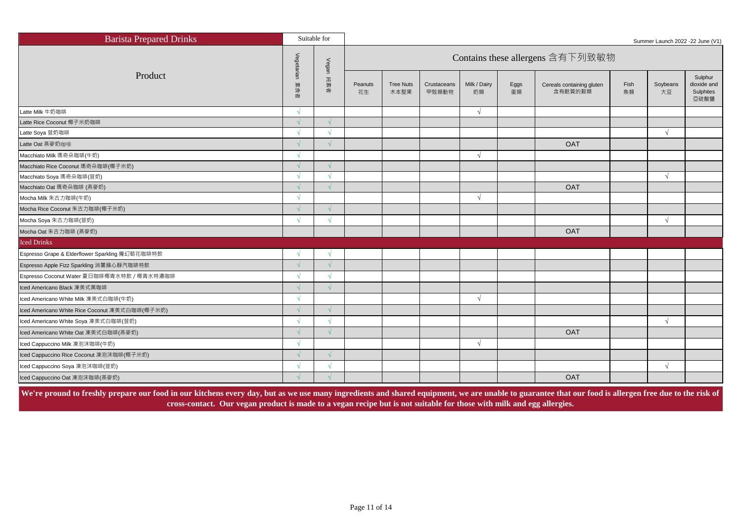Summer Launch 2022 -22 June (V1)

| Barista Prepared Drinks | Suitable for | | Contains these allergens 含有下列致敏物 | | | | | | | | |
|---|---|---|---|---|---|---|---|---|---|---|---|
| Product | Vegetarian 素食者 | Vegan 純素者 | Peanuts 花生 | Tree Nuts 木本堅果 | Crustaceans 甲殼類動物 | Milk / Dairy 奶類 | Eggs 蛋類 | Cereals containing gluten 含有麩質的穀類 | Fish 魚類 | Soybeans 大豆 | Sulphur dioxide and Sulphites 亞硫酸鹽 |
| Latte Milk 牛奶咖啡 | √ | | | | | √ | | | | | |
| Latte Rice Coconut 椰子米奶咖啡 | √ | √ | | | | | | | | | |
| Latte Soya 荳奶咖啡 | √ | √ | | | | | | | | √ | |
| Latte Oat 燕麥奶咖啡 | √ | √ | | | | | | OAT | | | |
| Macchiato Milk 瑪奇朵咖啡(牛奶) | √ | | | | | √ | | | | | |
| Macchiato Rice Coconut 瑪奇朵咖啡(椰子米奶) | √ | √ | | | | | | | | | |
| Macchiato Soya 瑪奇朵咖啡(荳奶) | √ | √ | | | | | | | | √ | |
| Macchiato Oat 瑪奇朵咖啡 (燕麥奶) | √ | √ | | | | | | OAT | | | |
| Mocha Milk 朱古力咖啡(牛奶) | √ | | | | | √ | | | | | |
| Mocha Rice Coconut 朱古力咖啡(椰子米奶) | √ | √ | | | | | | | | | |
| Mocha Soya 朱古力咖啡(荳奶) | √ | √ | | | | | | | | √ | |
| Mocha Oat 朱古力咖啡 (燕麥奶) | | | | | | | | OAT | | | |
| **Iced Drinks** | | | | | | | | | | | |
| Espresso Grape & Elderflower Sparkling 魔幻萄花咖啡特飲 | √ | √ | | | | | | | | | |
| Espresso Apple Fizz Sparkling 消暑蘋心靜汽咖啡特飲 | √ | √ | | | | | | | | | |
| Espresso Coconut Water 夏日咖啡椰青水特飲 / 椰青水特濃咖啡 | √ | √ | | | | | | | | | |
| Iced Americano Black 凍美式黑咖啡 | √ | √ | | | | | | | | | |
| Iced Americano White Milk 凍美式白咖啡(牛奶) | √ | | | | | √ | | | | | |
| Iced Americano White Rice Coconut 凍美式白咖啡(椰子米奶) | √ | √ | | | | | | | | | |
| Iced Americano White Soya 凍美式白咖啡(荳奶) | √ | √ | | | | | | | | √ | |
| Iced Americano White Oat 凍美式白咖啡(燕麥奶) | √ | √ | | | | | | OAT | | | |
| Iced Cappuccino Milk 凍泡沫咖啡(牛奶) | √ | | | | | √ | | | | | |
| Iced Cappuccino Rice Coconut 凍泡沫咖啡(椰子米奶) | √ | √ | | | | | | | | | |
| Iced Cappuccino Soya 凍泡沫咖啡(荳奶) | √ | √ | | | | | | | | √ | |
| Iced Cappuccino Oat 凍泡沫咖啡(燕麥奶) | √ | √ | | | | | | OAT | | | |

**We're pround to freshly prepare our food in our kitchens every day, but as we use many ingredients and shared equipment, we are unable to guarantee that our food is allergen free due to the risk of cross-contact. Our vegan product is made to a vegan recipe but is not suitable for those with milk and egg allergies.**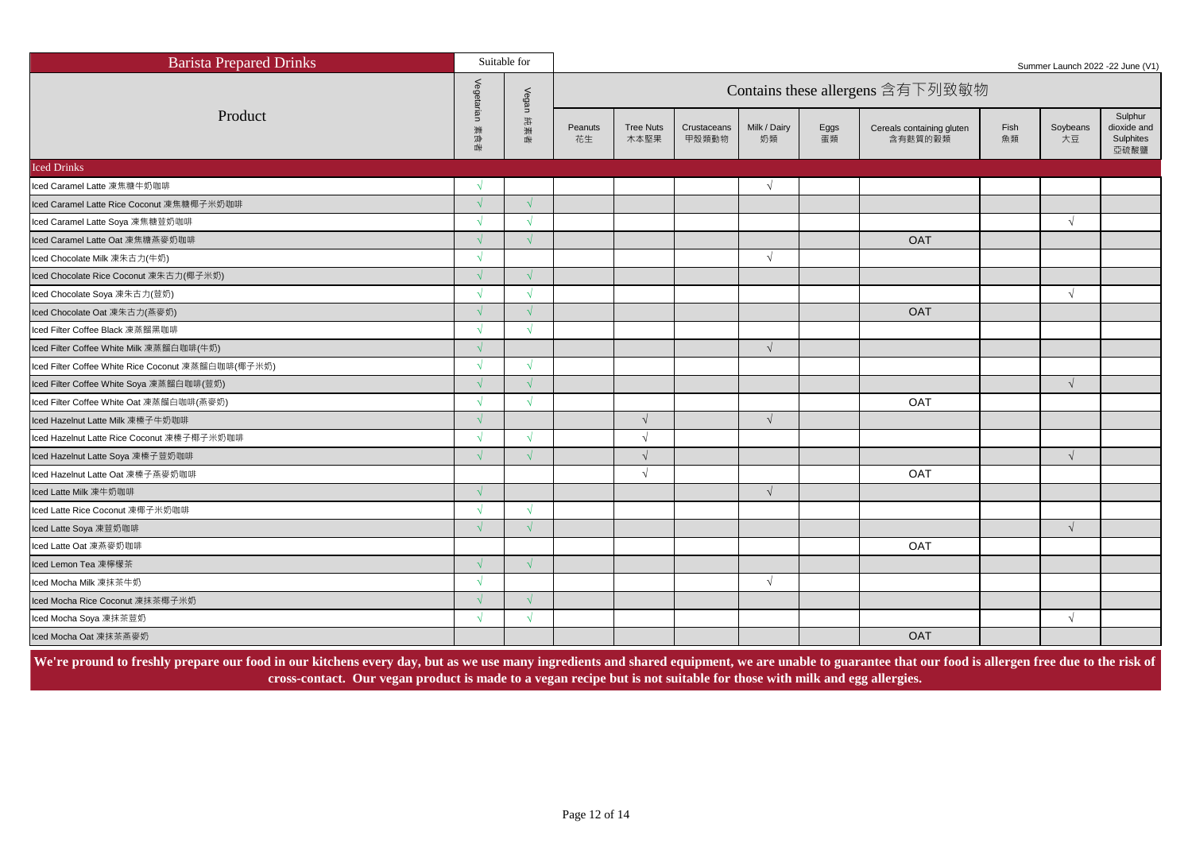| Barista Prepared Drinks | Suitable for | | | | | | | | | | |
|---|---|---|---|---|---|---|---|---|---|---|---|
| | | | Summer Launch 2022 -22 June (V1) | | | | | | | | |
| | | | Contains these allergens 含有下列致敏物 | | | | | | | | |
| Product | Vegetarian 素食者 | Vegan 純素者 | Peanuts 花生 | Tree Nuts 木本堅果 | Crustaceans 甲殼類動物 | Milk / Dairy 奶類 | Eggs 蛋類 | Cereals containing gluten 含有麩質的穀類 | Fish 魚類 | Soybeans 大豆 | Sulphur dioxide and Sulphites 亞硫酸鹽 |
| **Iced Drinks** | | | | | | | | | | | |
| Iced Caramel Latte 凍焦糖牛奶咖啡 | √ | | | | | √ | | | | | |
| Iced Caramel Latte Rice Coconut 凍焦糖椰子米奶咖啡 | √ | √ | | | | | | | | | |
| Iced Caramel Latte Soya 凍焦糖荳奶咖啡 | √ | √ | | | | | | | | √ | |
| Iced Caramel Latte Oat 凍焦糖燕麥奶咖啡 | √ | √ | | | | | | OAT | | | |
| Iced Chocolate Milk 凍朱古力(牛奶) | √ | | | | | √ | | | | | |
| Iced Chocolate Rice Coconut 凍朱古力(椰子米奶) | √ | √ | | | | | | | | | |
| Iced Chocolate Soya 凍朱古力(荳奶) | √ | √ | | | | | | | | √ | |
| Iced Chocolate Oat 凍朱古力(燕麥奶) | √ | √ | | | | | | OAT | | | |
| Iced Filter Coffee Black 凍蒸餾黑咖啡 | √ | √ | | | | | | | | | |
| Iced Filter Coffee White Milk 凍蒸餾白咖啡(牛奶) | √ | | | | | √ | | | | | |
| Iced Filter Coffee White Rice Coconut 凍蒸餾白咖啡(椰子米奶) | √ | √ | | | | | | | | | |
| Iced Filter Coffee White Soya 凍蒸餾白咖啡(荳奶) | √ | √ | | | | | | | | √ | |
| Iced Filter Coffee White Oat 凍蒸餾白咖啡(燕麥奶) | √ | √ | | | | | | OAT | | | |
| Iced Hazelnut Latte Milk 凍榛子牛奶咖啡 | √ | | | √ | | √ | | | | | |
| Iced Hazelnut Latte Rice Coconut 凍榛子椰子米奶咖啡 | √ | √ | | √ | | | | | | | |
| Iced Hazelnut Latte Soya 凍榛子荳奶咖啡 | √ | √ | | √ | | | | | | √ | |
| Iced Hazelnut Latte Oat 凍榛子燕麥奶咖啡 | | | | √ | | | | OAT | | | |
| Iced Latte Milk 凍牛奶咖啡 | √ | | | | | √ | | | | | |
| Iced Latte Rice Coconut 凍椰子米奶咖啡 | √ | √ | | | | | | | | | |
| Iced Latte Soya 凍荳奶咖啡 | √ | √ | | | | | | | | √ | |
| Iced Latte Oat 凍燕麥奶咖啡 | | | | | | | | OAT | | | |
| Iced Lemon Tea 凍檸檬茶 | √ | √ | | | | | | | | | |
| Iced Mocha Milk 凍抹茶牛奶 | √ | | | | | √ | | | | | |
| Iced Mocha Rice Coconut 凍抹茶椰子米奶 | √ | √ | | | | | | | | | |
| Iced Mocha Soya 凍抹茶荳奶 | √ | √ | | | | | | | | √ | |
| Iced Mocha Oat 凍抹茶燕麥奶 | | | | | | | | OAT | | | |

**We're pround to freshly prepare our food in our kitchens every day, but as we use many ingredients and shared equipment, we are unable to guarantee that our food is allergen free due to the risk of cross-contact. Our vegan product is made to a vegan recipe but is not suitable for those with milk and egg allergies.**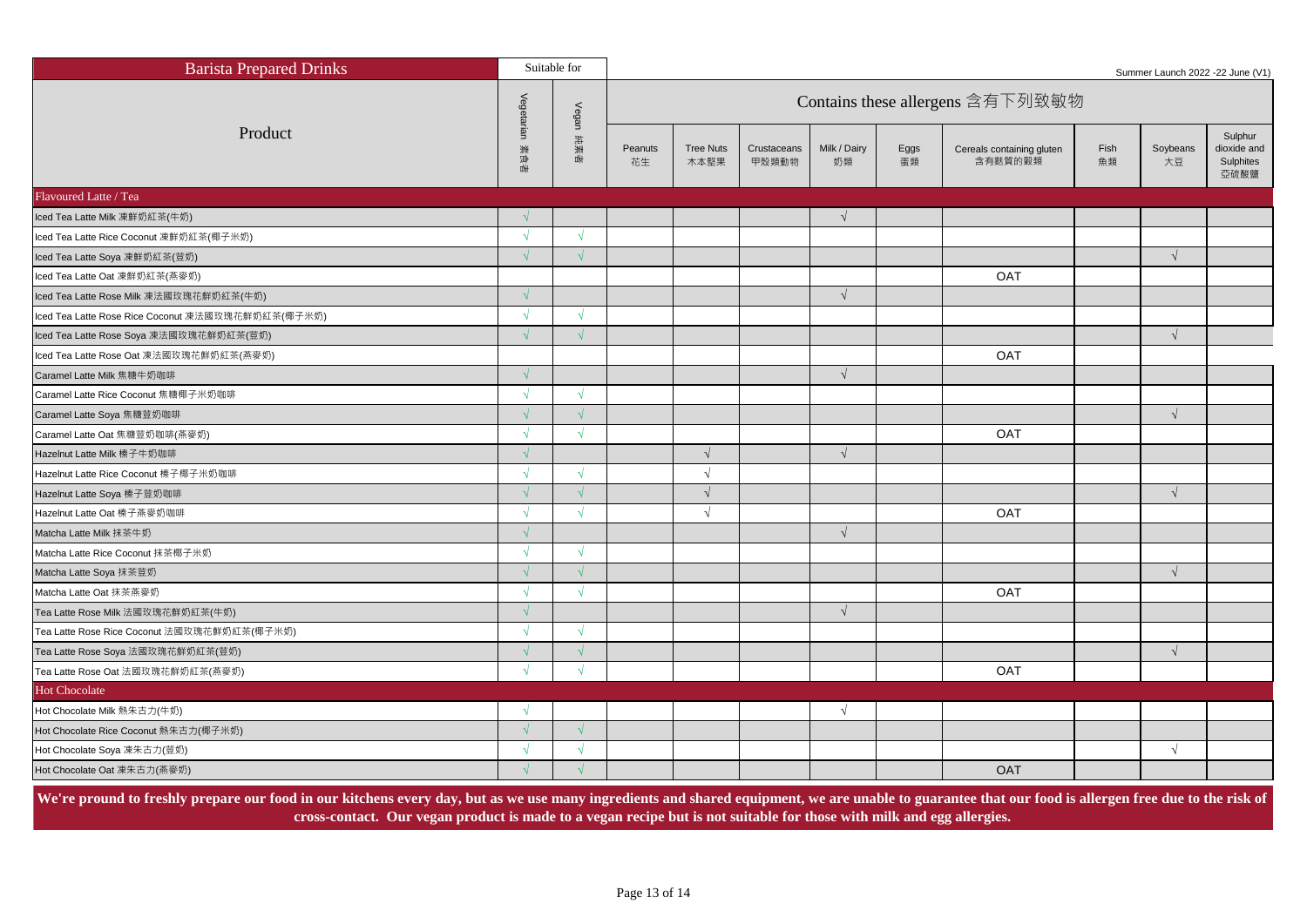| Barista Prepared Drinks | Suitable for | | Summer Launch 2022 -22 June (V1) | | | | | | | | |
|---|---|---|---|---|---|---|---|---|---|---|---|
| | | | Contains these allergens 含有下列致敏物 | | | | | | | | |
| Product | Vegetarian 素食者 | Vegan 純素者 | Peanuts 花生 | Tree Nuts 木本堅果 | Crustaceans 甲殼類動物 | Milk / Dairy 奶類 | Eggs 蛋類 | Cereals containing gluten 含有麩質的穀類 | Fish 魚類 | Soybeans 大豆 | Sulphur dioxide and Sulphites 亞硫酸鹽 |
| **Flavoured Latte / Tea** | | | | | | | | | | | |
| Iced Tea Latte Milk 凍鮮奶紅茶(牛奶) | √ | | | | | √ | | | | | |
| Iced Tea Latte Rice Coconut 凍鮮奶紅茶(椰子米奶) | √ | √ | | | | | | | | | |
| Iced Tea Latte Soya 凍鮮奶紅茶(荳奶) | √ | √ | | | | | | | | √ | |
| Iced Tea Latte Oat 凍鮮奶紅茶(燕麥奶) | | | | | | | | OAT | | | |
| Iced Tea Latte Rose Milk 凍法國玫瑰花鮮奶紅茶(牛奶) | √ | | | | | √ | | | | | |
| Iced Tea Latte Rose Rice Coconut 凍法國玫瑰花鮮奶紅茶(椰子米奶) | √ | √ | | | | | | | | | |
| Iced Tea Latte Rose Soya 凍法國玫瑰花鮮奶紅茶(荳奶) | √ | √ | | | | | | | | √ | |
| Iced Tea Latte Rose Oat 凍法國玫瑰花鮮奶紅茶(燕麥奶) | | | | | | | | OAT | | | |
| Caramel Latte Milk 焦糖牛奶咖啡 | √ | | | | | √ | | | | | |
| Caramel Latte Rice Coconut 焦糖椰子米奶咖啡 | √ | √ | | | | | | | | | |
| Caramel Latte Soya 焦糖荳奶咖啡 | √ | √ | | | | | | | | √ | |
| Caramel Latte Oat 焦糖荳奶咖啡(燕麥奶) | √ | √ | | | | | | OAT | | | |
| Hazelnut Latte Milk 榛子牛奶咖啡 | √ | | | √ | | √ | | | | | |
| Hazelnut Latte Rice Coconut 榛子椰子米奶咖啡 | √ | √ | | √ | | | | | | | |
| Hazelnut Latte Soya 榛子荳奶咖啡 | √ | √ | | √ | | | | | | √ | |
| Hazelnut Latte Oat 榛子燕麥奶咖啡 | √ | √ | | √ | | | | OAT | | | |
| Matcha Latte Milk 抹茶牛奶 | √ | | | | | √ | | | | | |
| Matcha Latte Rice Coconut 抹茶椰子米奶 | √ | √ | | | | | | | | | |
| Matcha Latte Soya 抹茶荳奶 | √ | √ | | | | | | | | √ | |
| Matcha Latte Oat 抹茶燕麥奶 | √ | √ | | | | | | OAT | | | |
| Tea Latte Rose Milk 法國玫瑰花鮮奶紅茶(牛奶) | √ | | | | | √ | | | | | |
| Tea Latte Rose Rice Coconut 法國玫瑰花鮮奶紅茶(椰子米奶) | √ | √ | | | | | | | | | |
| Tea Latte Rose Soya 法國玫瑰花鮮奶紅茶(荳奶) | √ | √ | | | | | | | | √ | |
| Tea Latte Rose Oat 法國玫瑰花鮮奶紅茶(燕麥奶) | √ | √ | | | | | | OAT | | | |
| **Hot Chocolate** | | | | | | | | | | | |
| Hot Chocolate Milk 熱朱古力(牛奶) | √ | | | | | √ | | | | | |
| Hot Chocolate Rice Coconut 熱朱古力(椰子米奶) | √ | √ | | | | | | | | | |
| Hot Chocolate Soya 凍朱古力(荳奶) | √ | √ | | | | | | | | √ | |
| Hot Chocolate Oat 凍朱古力(燕麥奶) | √ | √ | | | | | | OAT | | | |

**We're pround to freshly prepare our food in our kitchens every day, but as we use many ingredients and shared equipment, we are unable to guarantee that our food is allergen free due to the risk of cross-contact. Our vegan product is made to a vegan recipe but is not suitable for those with milk and egg allergies.**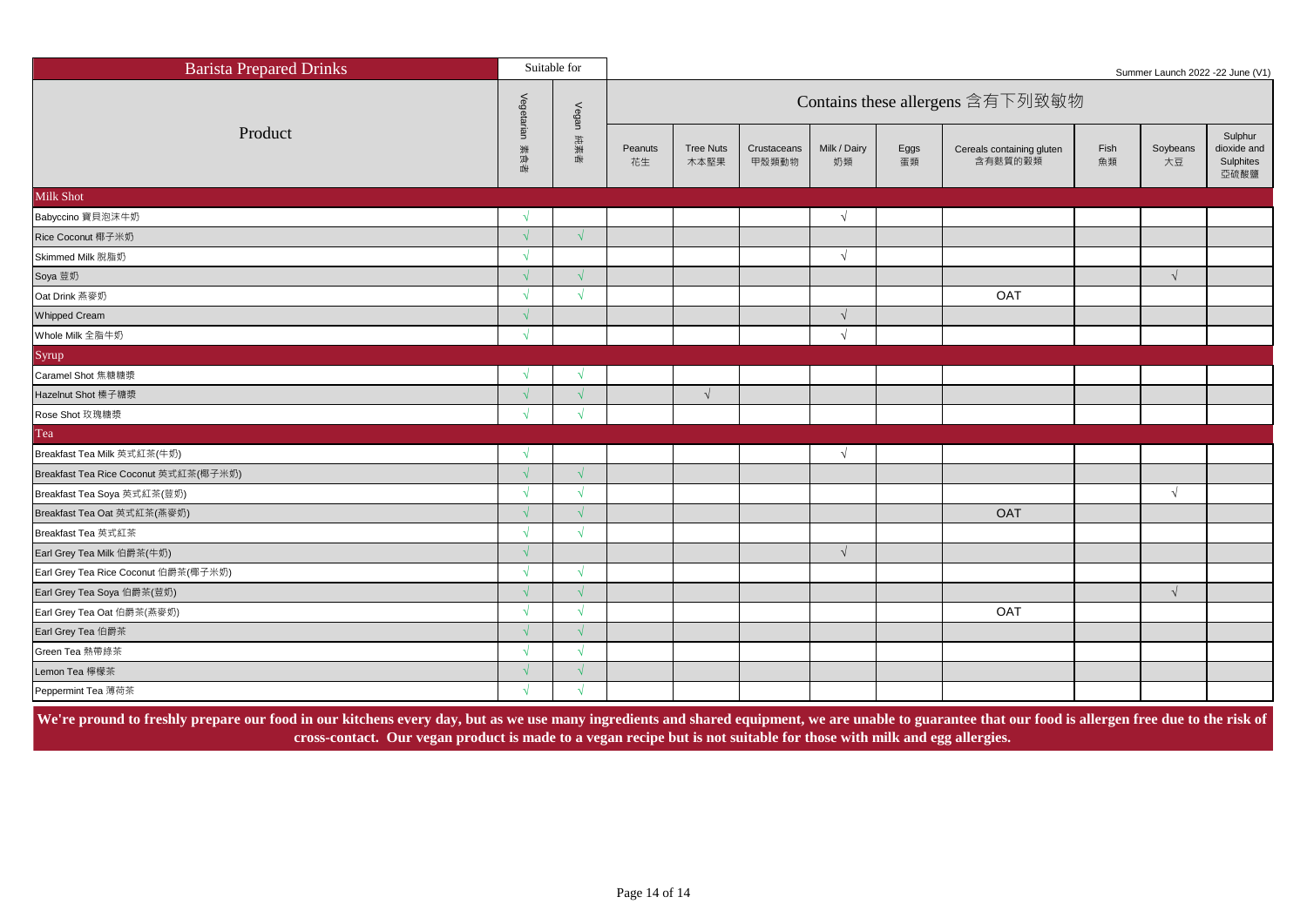| Barista Prepared Drinks | Suitable for | | | | | | | | | | | Summer Launch 2022 -22 June (V1) |
|---|---|---|---|---|---|---|---|---|---|---|---|---|
| | | | Contains these allergens 含有下列致敏物 | | | | | | | | | |
| Product | Vegetarian 素食者 | Vegan 純素者 | Peanuts 花生 | Tree Nuts 木本堅果 | Crustaceans 甲殼類動物 | Milk / Dairy 奶類 | Eggs 蛋類 | Cereals containing gluten 含有麩質的穀類 | Fish 魚類 | Soybeans 大豆 | Sulphur dioxide and Sulphites 亞硫酸鹽 | |
| **Milk Shot** | | | | | | | | | | | | |
| Babyccino 寶貝泡沫牛奶 | √ | | | | | √ | | | | | | |
| Rice Coconut 椰子米奶 | √ | √ | | | | | | | | | | |
| Skimmed Milk 脫脂奶 | √ | | | | | √ | | | | | | |
| Soya 豆奶 | √ | √ | | | | | | | | √ | | |
| Oat Drink 燕麥奶 | √ | √ | | | | | | OAT | | | | |
| Whipped Cream | √ | | | | | √ | | | | | | |
| Whole Milk 全脂牛奶 | √ | | | | | √ | | | | | | |
| **Syrup** | | | | | | | | | | | | |
| Caramel Shot 焦糖糖漿 | √ | √ | | | | | | | | | | |
| Hazelnut Shot 榛子糖漿 | √ | √ | | √ | | | | | | | | |
| Rose Shot 玫瑰糖漿 | √ | √ | | | | | | | | | | |
| **Tea** | | | | | | | | | | | | |
| Breakfast Tea Milk 英式紅茶(牛奶) | √ | | | | | √ | | | | | | |
| Breakfast Tea Rice Coconut 英式紅茶(椰子米奶) | √ | √ | | | | | | | | | | |
| Breakfast Tea Soya 英式紅茶(豆奶) | √ | √ | | | | | | | | √ | | |
| Breakfast Tea Oat 英式紅茶(燕麥奶) | √ | √ | | | | | | OAT | | | | |
| Breakfast Tea 英式紅茶 | √ | √ | | | | | | | | | | |
| Earl Grey Tea Milk 伯爵茶(牛奶) | √ | | | | | √ | | | | | | |
| Earl Grey Tea Rice Coconut 伯爵茶(椰子米奶) | √ | √ | | | | | | | | | | |
| Earl Grey Tea Soya 伯爵茶(豆奶) | √ | √ | | | | | | | | √ | | |
| Earl Grey Tea Oat 伯爵茶(燕麥奶) | √ | √ | | | | | | OAT | | | | |
| Earl Grey Tea 伯爵茶 | √ | √ | | | | | | | | | | |
| Green Tea 熱帶綠茶 | √ | √ | | | | | | | | | | |
| Lemon Tea 檸檬茶 | √ | √ | | | | | | | | | | |
| Peppermint Tea 薄荷茶 | √ | √ | | | | | | | | | | |

**We're pround to freshly prepare our food in our kitchens every day, but as we use many ingredients and shared equipment, we are unable to guarantee that our food is allergen free due to the risk of cross-contact. Our vegan product is made to a vegan recipe but is not suitable for those with milk and egg allergies.**